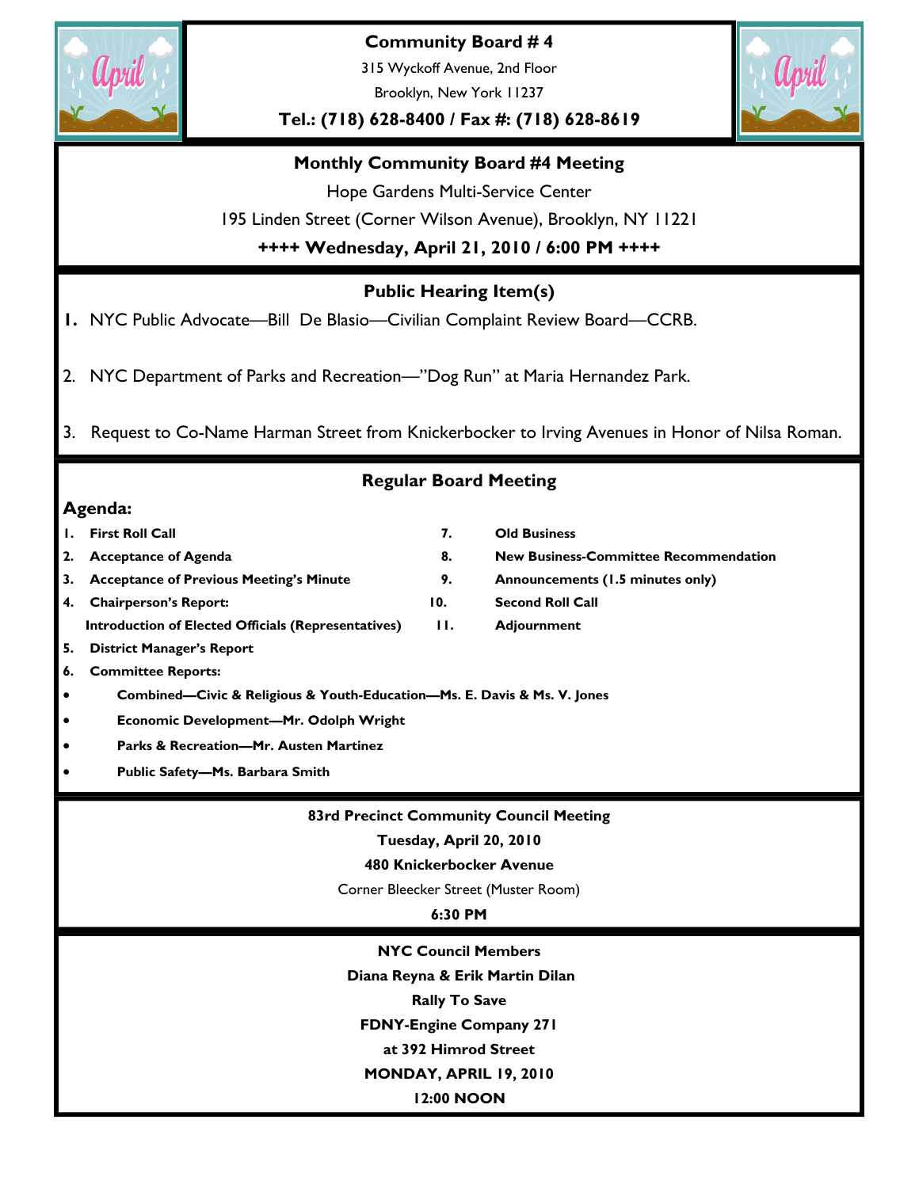# Community Board # 4

315 Wyckoff Avenue, 2nd Floor

Brooklyn, New York 11237

**Tel.: (718) 628-8400 / Fax #: (718) 628-8619**

## Monthly Community Board #4 Meeting

Hope Gardens Multi-Service Center

195 Linden Street (Corner Wilson Avenue), Brooklyn, NY 11221

**++++ Wednesday, April 21, 2010 / 6:00 PM ++++**

## Public Hearing Item(s)

1. NYC Public Advocate—Bill De Blasio—Civilian Complaint Review Board—CCRB.
2. NYC Department of Parks and Recreation—"Dog Run" at Maria Hernandez Park.
3. Request to Co-Name Harman Street from Knickerbocker to Irving Avenues in Honor of Nilsa Roman.

## Regular Board Meeting

### Agenda:

1. **First Roll Call**
2. **Acceptance of Agenda**
3. **Acceptance of Previous Meeting's Minute**
4. **Chairperson's Report:**
   **Introduction of Elected Officials (Representatives)**
5. **District Manager's Report**
6. **Committee Reports:**
   - **Combined—Civic & Religious & Youth-Education—Ms. E. Davis & Ms. V. Jones**
   - **Economic Development—Mr. Odolph Wright**
   - **Parks & Recreation—Mr. Austen Martinez**
   - **Public Safety—Ms. Barbara Smith**
7. **Old Business**
8. **New Business-Committee Recommendation**
9. **Announcements (1.5 minutes only)**
10. **Second Roll Call**
11. **Adjournment**

**83rd Precinct Community Council Meeting**

**Tuesday, April 20, 2010**

**480 Knickerbocker Avenue**

Corner Bleecker Street (Muster Room)

**6:30 PM**

**NYC Council Members**

**Diana Reyna & Erik Martin Dilan**

**Rally To Save**

**FDNY-Engine Company 271**

**at 392 Himrod Street**

**MONDAY, APRIL 19, 2010**

**12:00 NOON**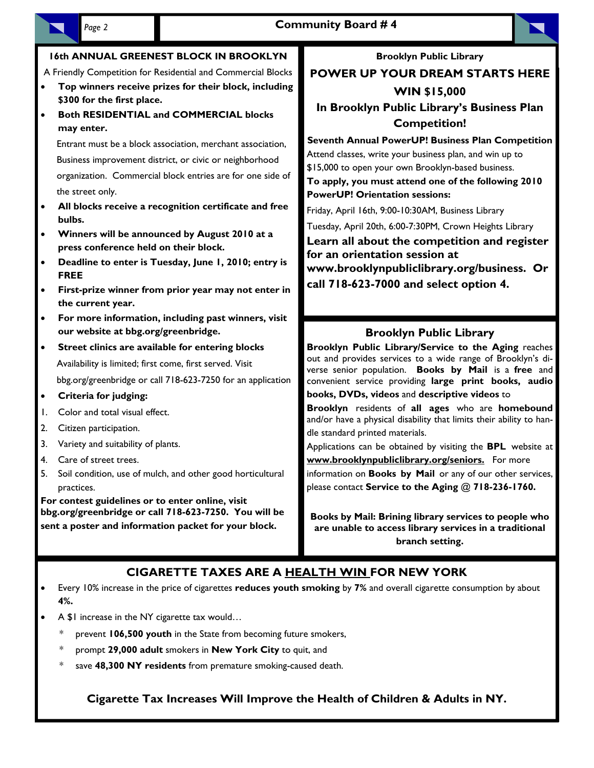## 16th ANNUAL GREENEST BLOCK IN BROOKLYN

A Friendly Competition for Residential and Commercial Blocks

- **Top winners receive prizes for their block, including $300 for the first place.**
- **Both RESIDENTIAL and COMMERCIAL blocks may enter.**

  Entrant must be a block association, merchant association, Business improvement district, or civic or neighborhood organization. Commercial block entries are for one side of the street only.
- **All blocks receive a recognition certificate and free bulbs.**
- **Winners will be announced by August 2010 at a press conference held on their block.**
- **Deadline to enter is Tuesday, June 1, 2010; entry is FREE**
- **First-prize winner from prior year may not enter in the current year.**
- **For more information, including past winners, visit our website at bbg.org/greenbridge.**
- **Street clinics are available for entering blocks**

  Availability is limited; first come, first served. Visit bbg.org/greenbridge or call 718-623-7250 for an application
- **Criteria for judging:**

1. Color and total visual effect.
2. Citizen participation.
3. Variety and suitability of plants.
4. Care of street trees.
5. Soil condition, use of mulch, and other good horticultural practices.

**For contest guidelines or to enter online, visit bbg.org/greenbridge or call 718-623-7250. You will be sent a poster and information packet for your block.**

## Brooklyn Public Library

## POWER UP YOUR DREAM STARTS HERE

## WIN $15,000

## In Brooklyn Public Library's Business Plan Competition!

**Seventh Annual PowerUP! Business Plan Competition**

Attend classes, write your business plan, and win up to $15,000 to open your own Brooklyn-based business.

**To apply, you must attend one of the following 2010 PowerUP! Orientation sessions:**

Friday, April 16th, 9:00-10:30AM, Business Library

Tuesday, April 20th, 6:00-7:30PM, Crown Heights Library

**Learn all about the competition and register for an orientation session at www.brooklynpubliclibrary.org/business. Or call 718-623-7000 and select option 4.**

## Brooklyn Public Library

**Brooklyn Public Library/Service to the Aging** reaches out and provides services to a wide range of Brooklyn's diverse senior population. **Books by Mail** is a **free** and convenient service providing **large print books, audio books, DVDs, videos** and **descriptive videos** to **Brooklyn** residents of **all ages** who are **homebound** and/or have a physical disability that limits their ability to handle standard printed materials.

Applications can be obtained by visiting the **BPL** website at **www.brooklynpubliclibrary.org/seniors.** For more information on **Books by Mail** or any of our other services, please contact **Service to the Aging @ 718-236-1760.**

**Books by Mail: Brining library services to people who are unable to access library services in a traditional branch setting.**

## CIGARETTE TAXES ARE A HEALTH WIN FOR NEW YORK

- Every 10% increase in the price of cigarettes **reduces youth smoking** by **7%** and overall cigarette consumption by about **4%.**
- A $1 increase in the NY cigarette tax would…
  - prevent **106,500 youth** in the State from becoming future smokers,
  - prompt **29,000 adult** smokers in **New York City** to quit, and
  - save **48,300 NY residents** from premature smoking-caused death.

**Cigarette Tax Increases Will Improve the Health of Children & Adults in NY.**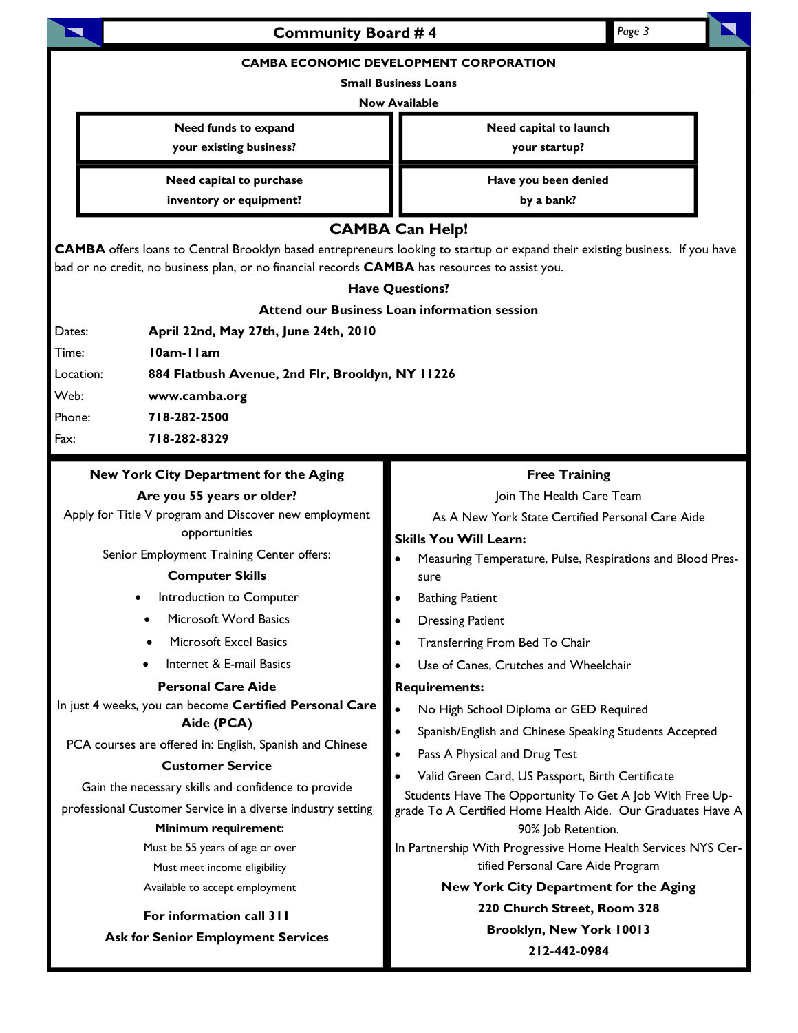## CAMBA ECONOMIC DEVELOPMENT CORPORATION

**Small Business Loans**

**Now Available**

| Need funds to expand your existing business? | Need capital to launch your startup? |
| --- | --- |
| **Need capital to purchase inventory or equipment?** | **Have you been denied by a bank?** |

## CAMBA Can Help!

**CAMBA** offers loans to Central Brooklyn based entrepreneurs looking to startup or expand their existing business. If you have bad or no credit, no business plan, or no financial records **CAMBA** has resources to assist you.

**Have Questions?**

**Attend our Business Loan information session**

Dates: **April 22nd, May 27th, June 24th, 2010**

Time: **10am-11am**

Location: **884 Flatbush Avenue, 2nd Flr, Brooklyn, NY 11226**

Web: **www.camba.org**

Phone: **718-282-2500**

Fax: **718-282-8329**

### New York City Department for the Aging

**Are you 55 years or older?**

Apply for Title V program and Discover new employment opportunities

Senior Employment Training Center offers:

**Computer Skills**

- Introduction to Computer
- Microsoft Word Basics
- Microsoft Excel Basics
- Internet & E-mail Basics

**Personal Care Aide**

In just 4 weeks, you can become **Certified Personal Care Aide (PCA)**

PCA courses are offered in: English, Spanish and Chinese

**Customer Service**

Gain the necessary skills and confidence to provide professional Customer Service in a diverse industry setting

**Minimum requirement:**

Must be 55 years of age or over

Must meet income eligibility

Available to accept employment

**For information call 311**

**Ask for Senior Employment Services**

### Free Training

Join The Health Care Team

As A New York State Certified Personal Care Aide

**Skills You Will Learn:**

- Measuring Temperature, Pulse, Respirations and Blood Pressure
- Bathing Patient
- Dressing Patient
- Transferring From Bed To Chair
- Use of Canes, Crutches and Wheelchair

**Requirements:**

- No High School Diploma or GED Required
- Spanish/English and Chinese Speaking Students Accepted
- Pass A Physical and Drug Test
- Valid Green Card, US Passport, Birth Certificate

Students Have The Opportunity To Get A Job With Free Upgrade To A Certified Home Health Aide. Our Graduates Have A 90% Job Retention.

In Partnership With Progressive Home Health Services NYS Certified Personal Care Aide Program

**New York City Department for the Aging**

**220 Church Street, Room 328**

**Brooklyn, New York 10013**

**212-442-0984**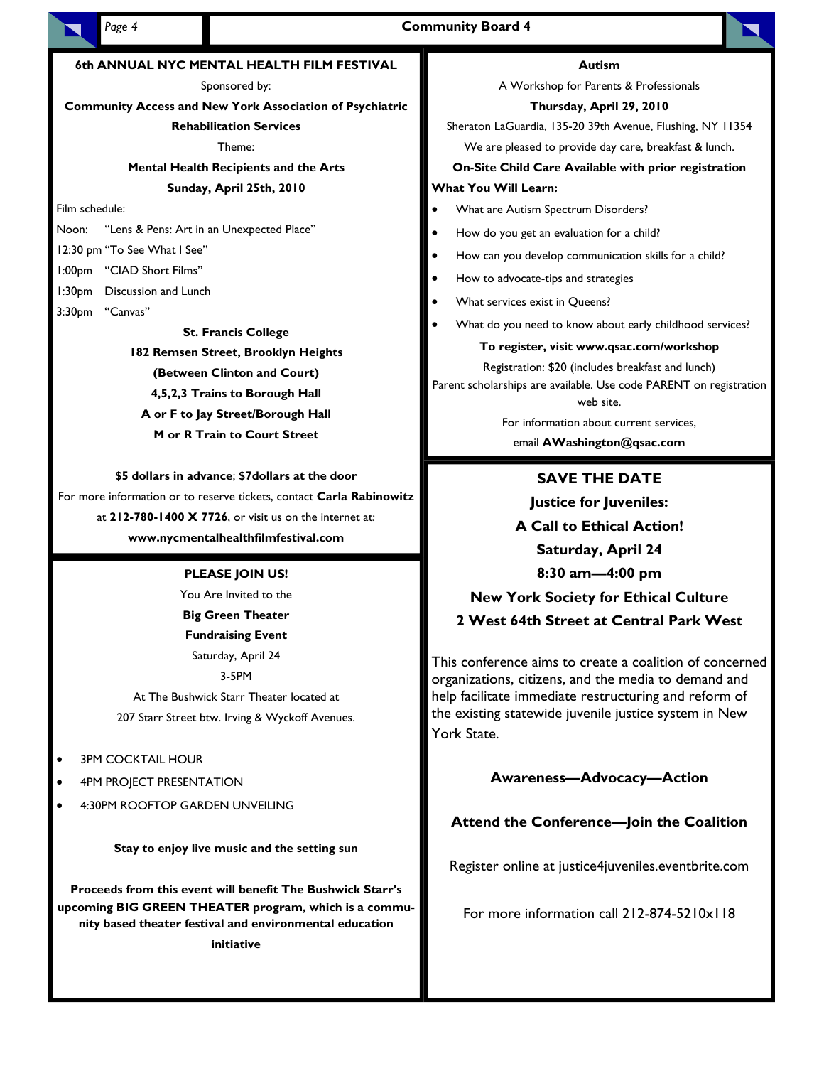## 6th ANNUAL NYC MENTAL HEALTH FILM FESTIVAL

Sponsored by:

**Community Access and New York Association of Psychiatric Rehabilitation Services**

Theme:

**Mental Health Recipients and the Arts**

**Sunday, April 25th, 2010**

Film schedule:

Noon: "Lens & Pens: Art in an Unexpected Place"
12:30 pm "To See What I See"
1:00pm "CIAD Short Films"
1:30pm Discussion and Lunch
3:30pm "Canvas"

**St. Francis College**
**182 Remsen Street, Brooklyn Heights**
**(Between Clinton and Court)**
**4,5,2,3 Trains to Borough Hall**
**A or F to Jay Street/Borough Hall**
**M or R Train to Court Street**

**$5 dollars in advance**; **$7dollars at the door**

For more information or to reserve tickets, contact **Carla Rabinowitz** at **212-780-1400 X 7726**, or visit us on the internet at: **www.nycmentalhealthfilmfestival.com**

## PLEASE JOIN US!

You Are Invited to the

**Big Green Theater**
**Fundraising Event**

Saturday, April 24
3-5PM

At The Bushwick Starr Theater located at
207 Starr Street btw. Irving & Wyckoff Avenues.

- 3PM COCKTAIL HOUR
- 4PM PROJECT PRESENTATION
- 4:30PM ROOFTOP GARDEN UNVEILING

**Stay to enjoy live music and the setting sun**

**Proceeds from this event will benefit The Bushwick Starr's upcoming BIG GREEN THEATER program, which is a community based theater festival and environmental education initiative**

## Autism

A Workshop for Parents & Professionals

**Thursday, April 29, 2010**

Sheraton LaGuardia, 135-20 39th Avenue, Flushing, NY 11354

We are pleased to provide day care, breakfast & lunch.

**On-Site Child Care Available with prior registration**

**What You Will Learn:**

- What are Autism Spectrum Disorders?
- How do you get an evaluation for a child?
- How can you develop communication skills for a child?
- How to advocate-tips and strategies
- What services exist in Queens?
- What do you need to know about early childhood services?

**To register, visit www.qsac.com/workshop**

Registration: $20 (includes breakfast and lunch)

Parent scholarships are available. Use code PARENT on registration web site.

For information about current services,
email **AWashington@qsac.com**

## SAVE THE DATE

**Justice for Juveniles:**
**A Call to Ethical Action!**
**Saturday, April 24**
**8:30 am—4:00 pm**
**New York Society for Ethical Culture**
**2 West 64th Street at Central Park West**

This conference aims to create a coalition of concerned organizations, citizens, and the media to demand and help facilitate immediate restructuring and reform of the existing statewide juvenile justice system in New York State.

**Awareness—Advocacy—Action**

**Attend the Conference—Join the Coalition**

Register online at justice4juveniles.eventbrite.com

For more information call 212-874-5210x118